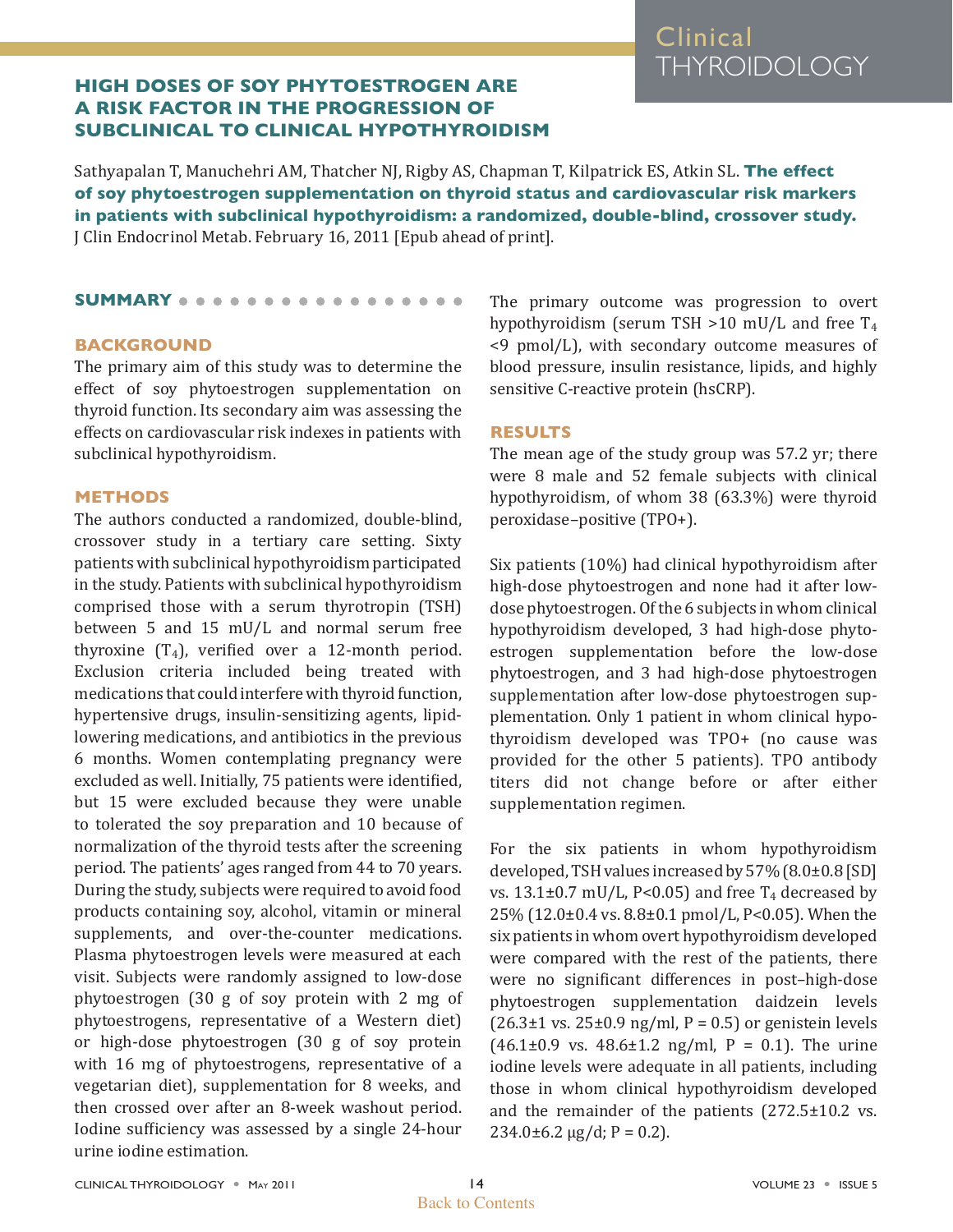# HIGH DOSES OF SOY PHYTOESTROGEN ARE A RISK FACTOR IN THE PROGRESSION OF SUBCLINICAL TO CLINICAL HYPOTHYROIDISM

Sathyapalan T, Manuchehri AM, Thatcher NJ, Rigby AS, Chapman T, Kilpatrick ES, Atkin SL. **The effect of soy phytoestrogen supplementation on thyroid status and cardiovascular risk markers in patients with subclinical hypothyroidism: a randomized, double-blind, crossover study.** J Clin Endocrinol Metab. February 16, 2011 [Epub ahead of print].

## SUMMARY

### BACKGROUND

The primary aim of this study was to determine the effect of soy phytoestrogen supplementation on thyroid function. Its secondary aim was assessing the effects on cardiovascular risk indexes in patients with subclinical hypothyroidism.

### METHODS

The authors conducted a randomized, double-blind, crossover study in a tertiary care setting. Sixty patients with subclinical hypothyroidism participated in the study. Patients with subclinical hypothyroidism comprised those with a serum thyrotropin (TSH) between 5 and 15 mU/L and normal serum free thyroxine ($T_4$), verified over a 12-month period. Exclusion criteria included being treated with medications that could interfere with thyroid function, hypertensive drugs, insulin-sensitizing agents, lipid-lowering medications, and antibiotics in the previous 6 months. Women contemplating pregnancy were excluded as well. Initially, 75 patients were identified, but 15 were excluded because they were unable to tolerated the soy preparation and 10 because of normalization of the thyroid tests after the screening period. The patients' ages ranged from 44 to 70 years. During the study, subjects were required to avoid food products containing soy, alcohol, vitamin or mineral supplements, and over-the-counter medications. Plasma phytoestrogen levels were measured at each visit. Subjects were randomly assigned to low-dose phytoestrogen (30 g of soy protein with 2 mg of phytoestrogens, representative of a Western diet) or high-dose phytoestrogen (30 g of soy protein with 16 mg of phytoestrogens, representative of a vegetarian diet), supplementation for 8 weeks, and then crossed over after an 8-week washout period. Iodine sufficiency was assessed by a single 24-hour urine iodine estimation.

The primary outcome was progression to overt hypothyroidism (serum TSH >10 mU/L and free $T_4$ <9 pmol/L), with secondary outcome measures of blood pressure, insulin resistance, lipids, and highly sensitive C-reactive protein (hsCRP).

### RESULTS

The mean age of the study group was 57.2 yr; there were 8 male and 52 female subjects with clinical hypothyroidism, of whom 38 (63.3%) were thyroid peroxidase–positive (TPO+).

Six patients (10%) had clinical hypothyroidism after high-dose phytoestrogen and none had it after low-dose phytoestrogen. Of the 6 subjects in whom clinical hypothyroidism developed, 3 had high-dose phytoestrogen supplementation before the low-dose phytoestrogen, and 3 had high-dose phytoestrogen supplementation after low-dose phytoestrogen supplementation. Only 1 patient in whom clinical hypothyroidism developed was TPO+ (no cause was provided for the other 5 patients). TPO antibody titers did not change before or after either supplementation regimen.

For the six patients in whom hypothyroidism developed, TSH values increased by 57% (8.0±0.8 [SD] vs. 13.1±0.7 mU/L, $P<0.05$) and free $T_4$ decreased by 25% (12.0±0.4 vs. 8.8±0.1 pmol/L, $P<0.05$). When the six patients in whom overt hypothyroidism developed were compared with the rest of the patients, there were no significant differences in post–high-dose phytoestrogen supplementation daidzein levels (26.3±1 vs. 25±0.9 ng/ml, $P = 0.5$) or genistein levels (46.1±0.9 vs. 48.6±1.2 ng/ml, $P = 0.1$). The urine iodine levels were adequate in all patients, including those in whom clinical hypothyroidism developed and the remainder of the patients (272.5±10.2 vs. 234.0±6.2 μg/d; $P = 0.2$).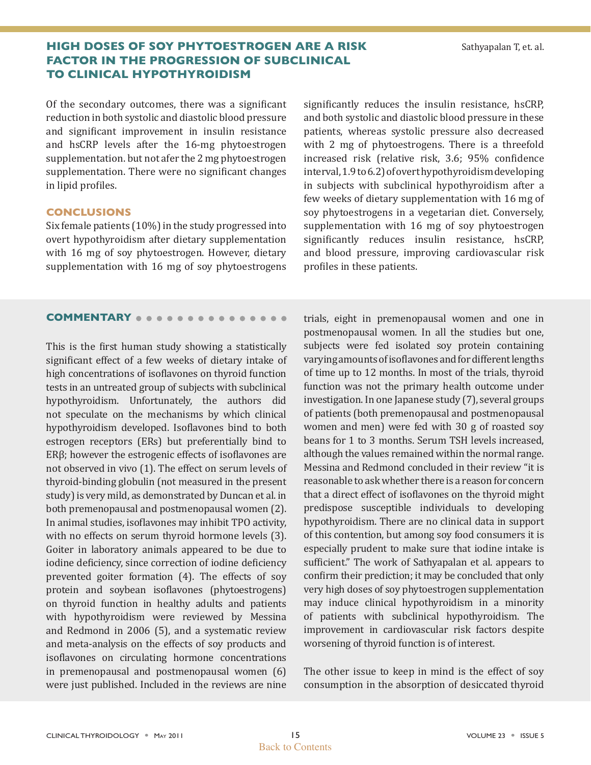Of the secondary outcomes, there was a significant reduction in both systolic and diastolic blood pressure and significant improvement in insulin resistance and hsCRP levels after the 16-mg phytoestrogen supplementation. but not afer the 2 mg phytoestrogen supplementation. There were no significant changes in lipid profiles.

## CONCLUSIONS

Six female patients (10%) in the study progressed into overt hypothyroidism after dietary supplementation with 16 mg of soy phytoestrogen. However, dietary supplementation with 16 mg of soy phytoestrogens significantly reduces the insulin resistance, hsCRP, and both systolic and diastolic blood pressure in these patients, whereas systolic pressure also decreased with 2 mg of phytoestrogens. There is a threefold increased risk (relative risk, 3.6; 95% confidence interval, 1.9 to 6.2) of overt hypothyroidism developing in subjects with subclinical hypothyroidism after a few weeks of dietary supplementation with 16 mg of soy phytoestrogens in a vegetarian diet. Conversely, supplementation with 16 mg of soy phytoestrogen significantly reduces insulin resistance, hsCRP, and blood pressure, improving cardiovascular risk profiles in these patients.

## COMMENTARY

This is the first human study showing a statistically significant effect of a few weeks of dietary intake of high concentrations of isoflavones on thyroid function tests in an untreated group of subjects with subclinical hypothyroidism. Unfortunately, the authors did not speculate on the mechanisms by which clinical hypothyroidism developed. Isoflavones bind to both estrogen receptors (ERs) but preferentially bind to ERβ; however the estrogenic effects of isoflavones are not observed in vivo (1). The effect on serum levels of thyroid-binding globulin (not measured in the present study) is very mild, as demonstrated by Duncan et al. in both premenopausal and postmenopausal women (2). In animal studies, isoflavones may inhibit TPO activity, with no effects on serum thyroid hormone levels (3). Goiter in laboratory animals appeared to be due to iodine deficiency, since correction of iodine deficiency prevented goiter formation (4). The effects of soy protein and soybean isoflavones (phytoestrogens) on thyroid function in healthy adults and patients with hypothyroidism were reviewed by Messina and Redmond in 2006 (5), and a systematic review and meta-analysis on the effects of soy products and isoflavones on circulating hormone concentrations in premenopausal and postmenopausal women (6) were just published. Included in the reviews are nine trials, eight in premenopausal women and one in postmenopausal women. In all the studies but one, subjects were fed isolated soy protein containing varying amounts of isoflavones and for different lengths of time up to 12 months. In most of the trials, thyroid function was not the primary health outcome under investigation. In one Japanese study (7), several groups of patients (both premenopausal and postmenopausal women and men) were fed with 30 g of roasted soy beans for 1 to 3 months. Serum TSH levels increased, although the values remained within the normal range. Messina and Redmond concluded in their review "it is reasonable to ask whether there is a reason for concern that a direct effect of isoflavones on the thyroid might predispose susceptible individuals to developing hypothyroidism. There are no clinical data in support of this contention, but among soy food consumers it is especially prudent to make sure that iodine intake is sufficient." The work of Sathyapalan et al. appears to confirm their prediction; it may be concluded that only very high doses of soy phytoestrogen supplementation may induce clinical hypothyroidism in a minority of patients with subclinical hypothyroidism. The improvement in cardiovascular risk factors despite worsening of thyroid function is of interest.

The other issue to keep in mind is the effect of soy consumption in the absorption of desiccated thyroid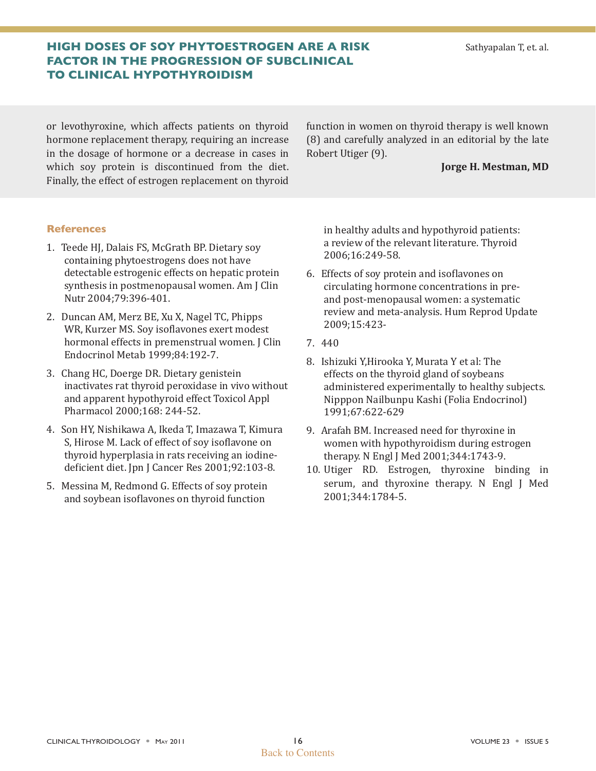or levothyroxine, which affects patients on thyroid hormone replacement therapy, requiring an increase in the dosage of hormone or a decrease in cases in which soy protein is discontinued from the diet. Finally, the effect of estrogen replacement on thyroid function in women on thyroid therapy is well known (8) and carefully analyzed in an editorial by the late Robert Utiger (9).

**Jorge H. Mestman, MD**

## References

1. Teede HJ, Dalais FS, McGrath BP. Dietary soy containing phytoestrogens does not have detectable estrogenic effects on hepatic protein synthesis in postmenopausal women. Am J Clin Nutr 2004;79:396-401.
2. Duncan AM, Merz BE, Xu X, Nagel TC, Phipps WR, Kurzer MS. Soy isoflavones exert modest hormonal effects in premenstrual women. J Clin Endocrinol Metab 1999;84:192-7.
3. Chang HC, Doerge DR. Dietary genistein inactivates rat thyroid peroxidase in vivo without and apparent hypothyroid effect Toxicol Appl Pharmacol 2000;168: 244-52.
4. Son HY, Nishikawa A, Ikeda T, Imazawa T, Kimura S, Hirose M. Lack of effect of soy isoflavone on thyroid hyperplasia in rats receiving an iodine-deficient diet. Jpn J Cancer Res 2001;92:103-8.
5. Messina M, Redmond G. Effects of soy protein and soybean isoflavones on thyroid function in healthy adults and hypothyroid patients: a review of the relevant literature. Thyroid 2006;16:249-58.
6. Effects of soy protein and isoflavones on circulating hormone concentrations in pre- and post-menopausal women: a systematic review and meta-analysis. Hum Reprod Update 2009;15:423-
7. 440
8. Ishizuki Y,Hirooka Y, Murata Y et al: The effects on the thyroid gland of soybeans administered experimentally to healthy subjects. Nipppon Nailbunpu Kashi (Folia Endocrinol) 1991;67:622-629
9. Arafah BM. Increased need for thyroxine in women with hypothyroidism during estrogen therapy. N Engl J Med 2001;344:1743-9.
10. Utiger RD. Estrogen, thyroxine binding in serum, and thyroxine therapy. N Engl J Med 2001;344:1784-5.